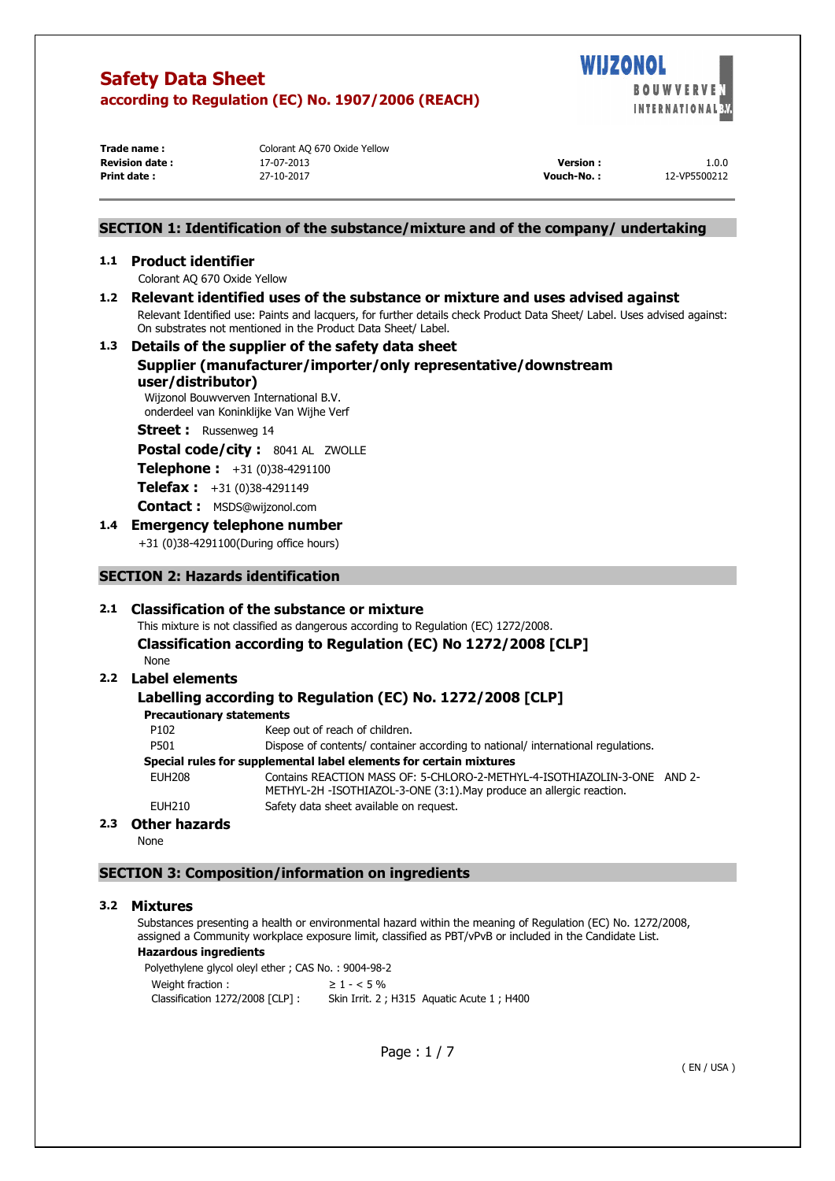# Safety Data Sheet

**according to Regulation (EC) No. 1907/2006 (REACH)**

| | | | |
|---|---|---|---|
| **Trade name :** | Colorant AQ 670 Oxide Yellow | | |
| **Revision date :** | 17-07-2013 | **Version :** | 1.0.0 |
| **Print date :** | 27-10-2017 | **Vouch-No. :** | 12-VP5500212 |

## SECTION 1: Identification of the substance/mixture and of the company/ undertaking

### 1.1 Product identifier

Colorant AQ 670 Oxide Yellow

### 1.2 Relevant identified uses of the substance or mixture and uses advised against

Relevant Identified use: Paints and lacquers, for further details check Product Data Sheet/ Label. Uses advised against: On substrates not mentioned in the Product Data Sheet/ Label.

### 1.3 Details of the supplier of the safety data sheet

**Supplier (manufacturer/importer/only representative/downstream user/distributor)**

Wijzonol Bouwverven International B.V.
onderdeel van Koninklijke Van Wijhe Verf

**Street :** Russenweg 14

**Postal code/city :** 8041 AL ZWOLLE

**Telephone :** +31 (0)38-4291100

**Telefax :** +31 (0)38-4291149

**Contact :** MSDS@wijzonol.com

### 1.4 Emergency telephone number

+31 (0)38-4291100(During office hours)

## SECTION 2: Hazards identification

### 2.1 Classification of the substance or mixture

This mixture is not classified as dangerous according to Regulation (EC) 1272/2008.

**Classification according to Regulation (EC) No 1272/2008 [CLP]**

None

### 2.2 Label elements

**Labelling according to Regulation (EC) No. 1272/2008 [CLP]**

**Precautionary statements**

| | |
|---|---|
| P102 | Keep out of reach of children. |
| P501 | Dispose of contents/ container according to national/ international regulations. |

**Special rules for supplemental label elements for certain mixtures**

| | |
|---|---|
| EUH208 | Contains REACTION MASS OF: 5-CHLORO-2-METHYL-4-ISOTHIAZOLIN-3-ONE AND 2-METHYL-2H -ISOTHIAZOL-3-ONE (3:1).May produce an allergic reaction. |
| EUH210 | Safety data sheet available on request. |

### 2.3 Other hazards

None

## SECTION 3: Composition/information on ingredients

### 3.2 Mixtures

Substances presenting a health or environmental hazard within the meaning of Regulation (EC) No. 1272/2008, assigned a Community workplace exposure limit, classified as PBT/vPvB or included in the Candidate List.

**Hazardous ingredients**

Polyethylene glycol oleyl ether ; CAS No. : 9004-98-2

| | |
|---|---|
| Weight fraction : | ≥ 1 - < 5 % |
| Classification 1272/2008 [CLP] : | Skin Irrit. 2 ; H315 Aquatic Acute 1 ; H400 |

( EN / USA )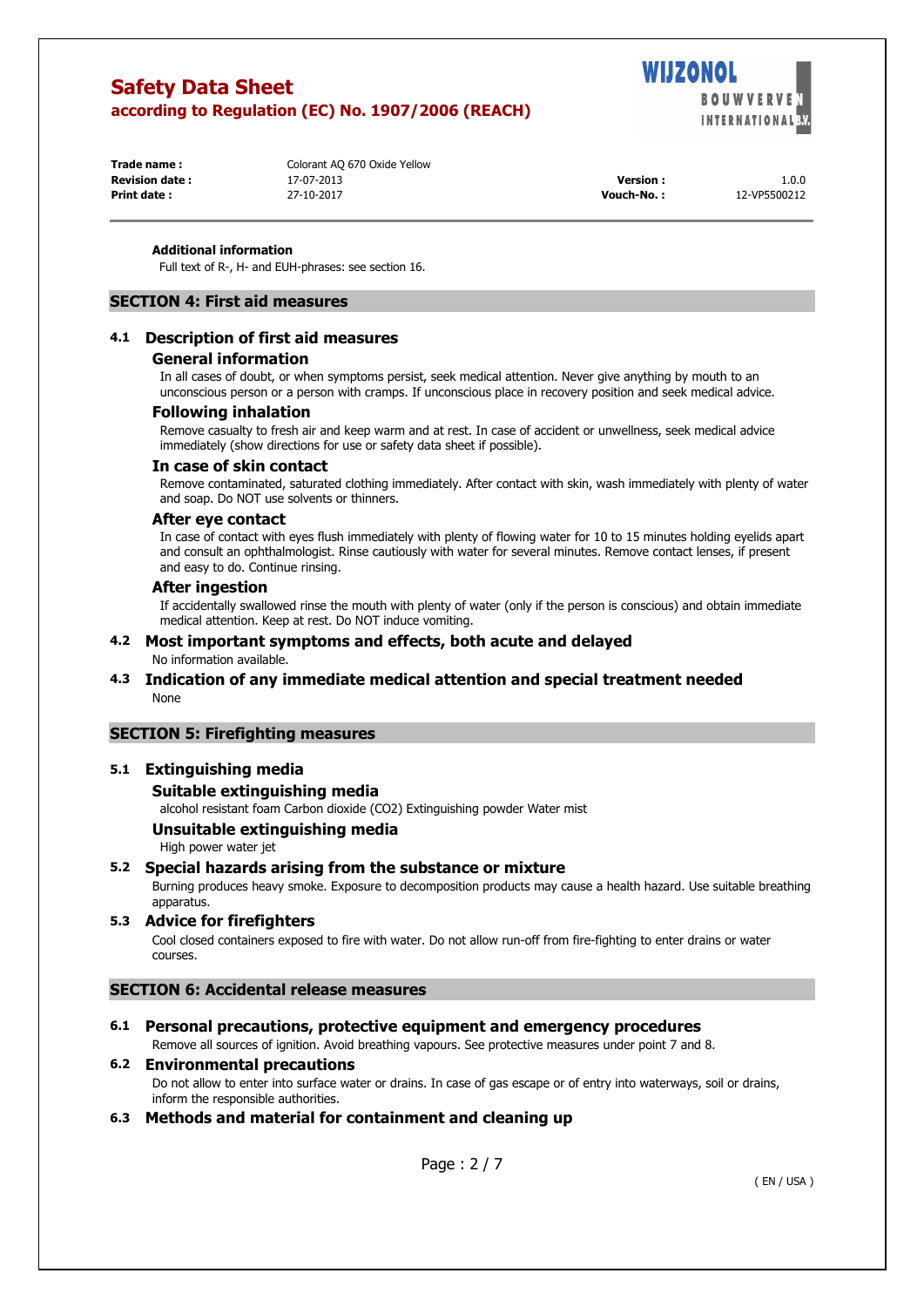**Additional information**

Full text of R-, H- and EUH-phrases: see section 16.

## SECTION 4: First aid measures

### 4.1 Description of first aid measures

**General information**

In all cases of doubt, or when symptoms persist, seek medical attention. Never give anything by mouth to an unconscious person or a person with cramps. If unconscious place in recovery position and seek medical advice.

**Following inhalation**

Remove casualty to fresh air and keep warm and at rest. In case of accident or unwellness, seek medical advice immediately (show directions for use or safety data sheet if possible).

**In case of skin contact**

Remove contaminated, saturated clothing immediately. After contact with skin, wash immediately with plenty of water and soap. Do NOT use solvents or thinners.

**After eye contact**

In case of contact with eyes flush immediately with plenty of flowing water for 10 to 15 minutes holding eyelids apart and consult an ophthalmologist. Rinse cautiously with water for several minutes. Remove contact lenses, if present and easy to do. Continue rinsing.

**After ingestion**

If accidentally swallowed rinse the mouth with plenty of water (only if the person is conscious) and obtain immediate medical attention. Keep at rest. Do NOT induce vomiting.

### 4.2 Most important symptoms and effects, both acute and delayed

No information available.

### 4.3 Indication of any immediate medical attention and special treatment needed

None

## SECTION 5: Firefighting measures

### 5.1 Extinguishing media

**Suitable extinguishing media**

alcohol resistant foam Carbon dioxide ($CO_2$) Extinguishing powder Water mist

**Unsuitable extinguishing media**

High power water jet

### 5.2 Special hazards arising from the substance or mixture

Burning produces heavy smoke. Exposure to decomposition products may cause a health hazard. Use suitable breathing apparatus.

### 5.3 Advice for firefighters

Cool closed containers exposed to fire with water. Do not allow run-off from fire-fighting to enter drains or water courses.

## SECTION 6: Accidental release measures

### 6.1 Personal precautions, protective equipment and emergency procedures

Remove all sources of ignition. Avoid breathing vapours. See protective measures under point 7 and 8.

### 6.2 Environmental precautions

Do not allow to enter into surface water or drains. In case of gas escape or of entry into waterways, soil or drains, inform the responsible authorities.

### 6.3 Methods and material for containment and cleaning up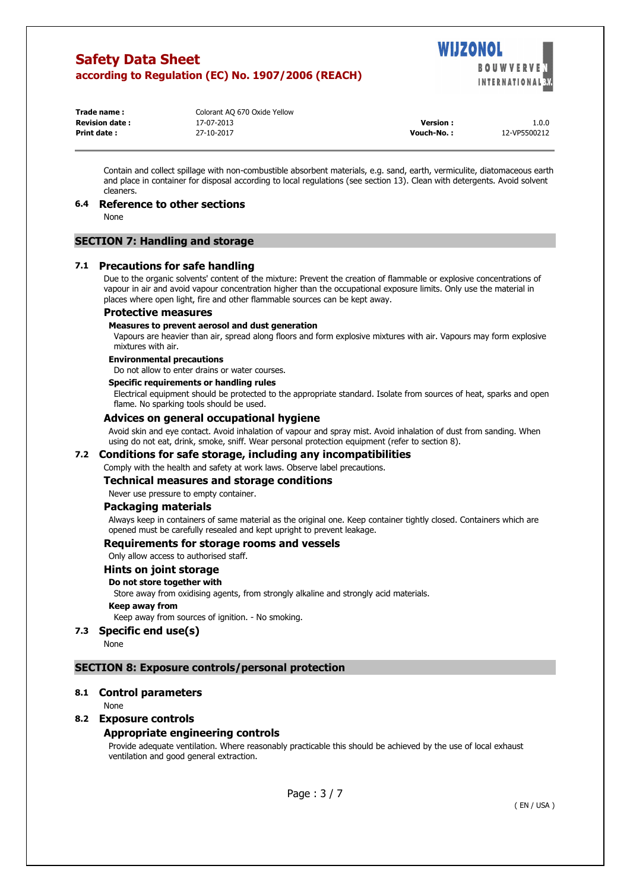Contain and collect spillage with non-combustible absorbent materials, e.g. sand, earth, vermiculite, diatomaceous earth and place in container for disposal according to local regulations (see section 13). Clean with detergents. Avoid solvent cleaners.

### 6.4 Reference to other sections

None

## SECTION 7: Handling and storage

### 7.1 Precautions for safe handling

Due to the organic solvents' content of the mixture: Prevent the creation of flammable or explosive concentrations of vapour in air and avoid vapour concentration higher than the occupational exposure limits. Only use the material in places where open light, fire and other flammable sources can be kept away.

#### Protective measures

**Measures to prevent aerosol and dust generation**

Vapours are heavier than air, spread along floors and form explosive mixtures with air. Vapours may form explosive mixtures with air.

**Environmental precautions**

Do not allow to enter drains or water courses.

**Specific requirements or handling rules**

Electrical equipment should be protected to the appropriate standard. Isolate from sources of heat, sparks and open flame. No sparking tools should be used.

#### Advices on general occupational hygiene

Avoid skin and eye contact. Avoid inhalation of vapour and spray mist. Avoid inhalation of dust from sanding. When using do not eat, drink, smoke, sniff. Wear personal protection equipment (refer to section 8).

### 7.2 Conditions for safe storage, including any incompatibilities

Comply with the health and safety at work laws. Observe label precautions.

#### Technical measures and storage conditions

Never use pressure to empty container.

#### Packaging materials

Always keep in containers of same material as the original one. Keep container tightly closed. Containers which are opened must be carefully resealed and kept upright to prevent leakage.

#### Requirements for storage rooms and vessels

Only allow access to authorised staff.

#### Hints on joint storage

**Do not store together with**

Store away from oxidising agents, from strongly alkaline and strongly acid materials.

**Keep away from**

Keep away from sources of ignition. - No smoking.

### 7.3 Specific end use(s)

None

## SECTION 8: Exposure controls/personal protection

### 8.1 Control parameters

None

### 8.2 Exposure controls

#### Appropriate engineering controls

Provide adequate ventilation. Where reasonably practicable this should be achieved by the use of local exhaust ventilation and good general extraction.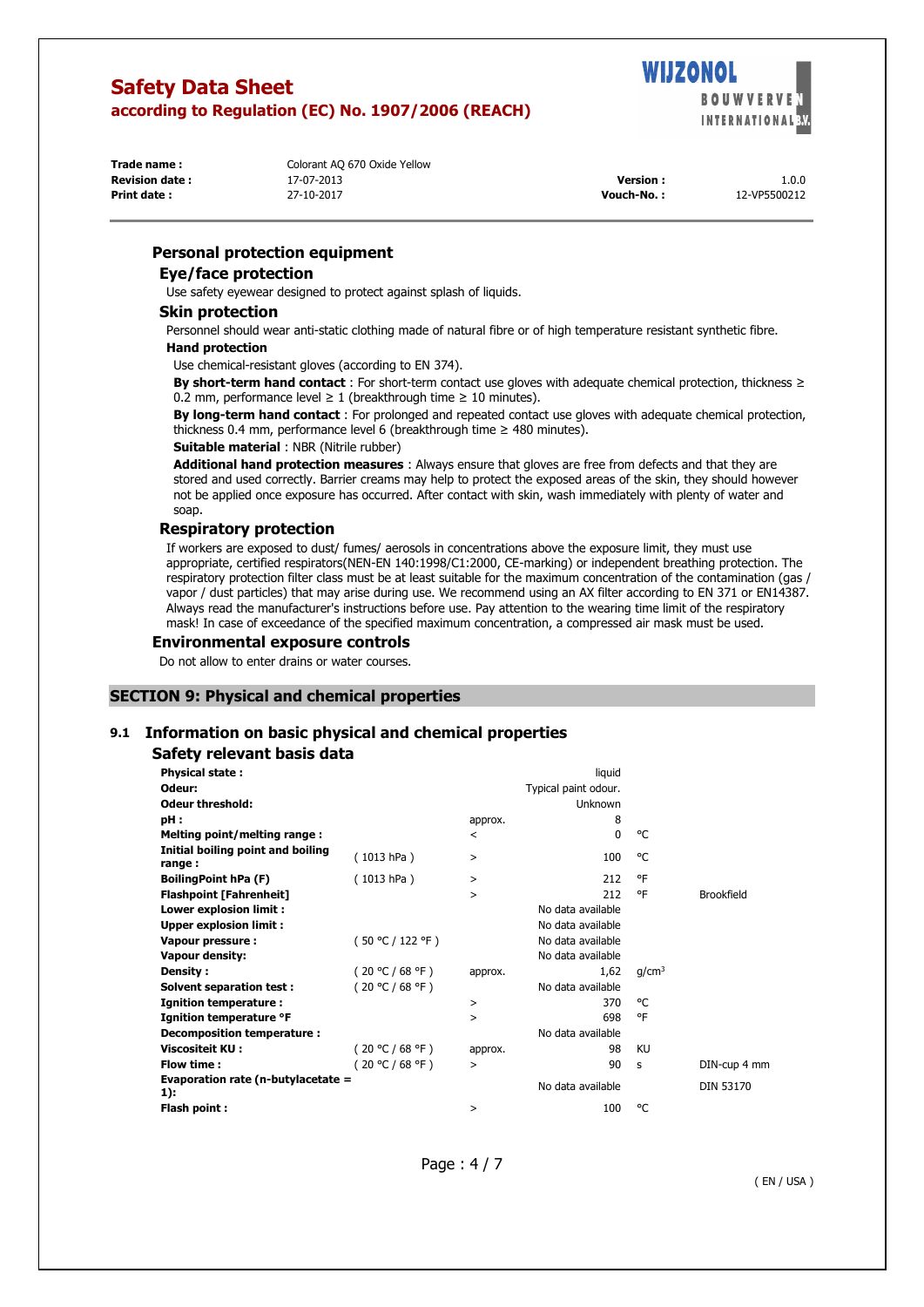### Personal protection equipment

#### Eye/face protection

Use safety eyewear designed to protect against splash of liquids.

#### Skin protection

Personnel should wear anti-static clothing made of natural fibre or of high temperature resistant synthetic fibre.

**Hand protection**

Use chemical-resistant gloves (according to EN 374).

**By short-term hand contact** : For short-term contact use gloves with adequate chemical protection, thickness ≥ 0.2 mm, performance level ≥ 1 (breakthrough time ≥ 10 minutes).

**By long-term hand contact** : For prolonged and repeated contact use gloves with adequate chemical protection, thickness 0.4 mm, performance level 6 (breakthrough time ≥ 480 minutes).

**Suitable material** : NBR (Nitrile rubber)

**Additional hand protection measures** : Always ensure that gloves are free from defects and that they are stored and used correctly. Barrier creams may help to protect the exposed areas of the skin, they should however not be applied once exposure has occurred. After contact with skin, wash immediately with plenty of water and soap.

#### Respiratory protection

If workers are exposed to dust/ fumes/ aerosols in concentrations above the exposure limit, they must use appropriate, certified respirators(NEN-EN 140:1998/C1:2000, CE-marking) or independent breathing protection. The respiratory protection filter class must be at least suitable for the maximum concentration of the contamination (gas / vapor / dust particles) that may arise during use. We recommend using an AX filter according to EN 371 or EN14387. Always read the manufacturer's instructions before use. Pay attention to the wearing time limit of the respiratory mask! In case of exceedance of the specified maximum concentration, a compressed air mask must be used.

### Environmental exposure controls

Do not allow to enter drains or water courses.

## SECTION 9: Physical and chemical properties

### 9.1 Information on basic physical and chemical properties

#### Safety relevant basis data

| | | | | | |
|---|---|---|---|---|---|
| **Physical state :** | | | liquid | | |
| **Odeur:** | | | Typical paint odour. | | |
| **Odeur threshold:** | | | Unknown | | |
| **pH :** | | approx. | 8 | | |
| **Melting point/melting range :** | | < | 0 | °C | |
| **Initial boiling point and boiling range :** | ( 1013 hPa ) | > | 100 | °C | |
| **BoilingPoint hPa (F)** | ( 1013 hPa ) | > | 212 | °F | |
| **Flashpoint [Fahrenheit]** | | > | 212 | °F | Brookfield |
| **Lower explosion limit :** | | | No data available | | |
| **Upper explosion limit :** | | | No data available | | |
| **Vapour pressure :** | ( 50 °C / 122 °F ) | | No data available | | |
| **Vapour density:** | | | No data available | | |
| **Density :** | ( 20 °C / 68 °F ) | approx. | 1,62 | $g/cm^3$ | |
| **Solvent separation test :** | ( 20 °C / 68 °F ) | | No data available | | |
| **Ignition temperature :** | | > | 370 | °C | |
| **Ignition temperature °F** | | > | 698 | °F | |
| **Decomposition temperature :** | | | No data available | | |
| **Viscositeit KU :** | ( 20 °C / 68 °F ) | approx. | 98 | KU | |
| **Flow time :** | ( 20 °C / 68 °F ) | > | 90 | s | DIN-cup 4 mm |
| **Evaporation rate (n-butylacetate = 1):** | | | No data available | | DIN 53170 |
| **Flash point :** | | > | 100 | °C | |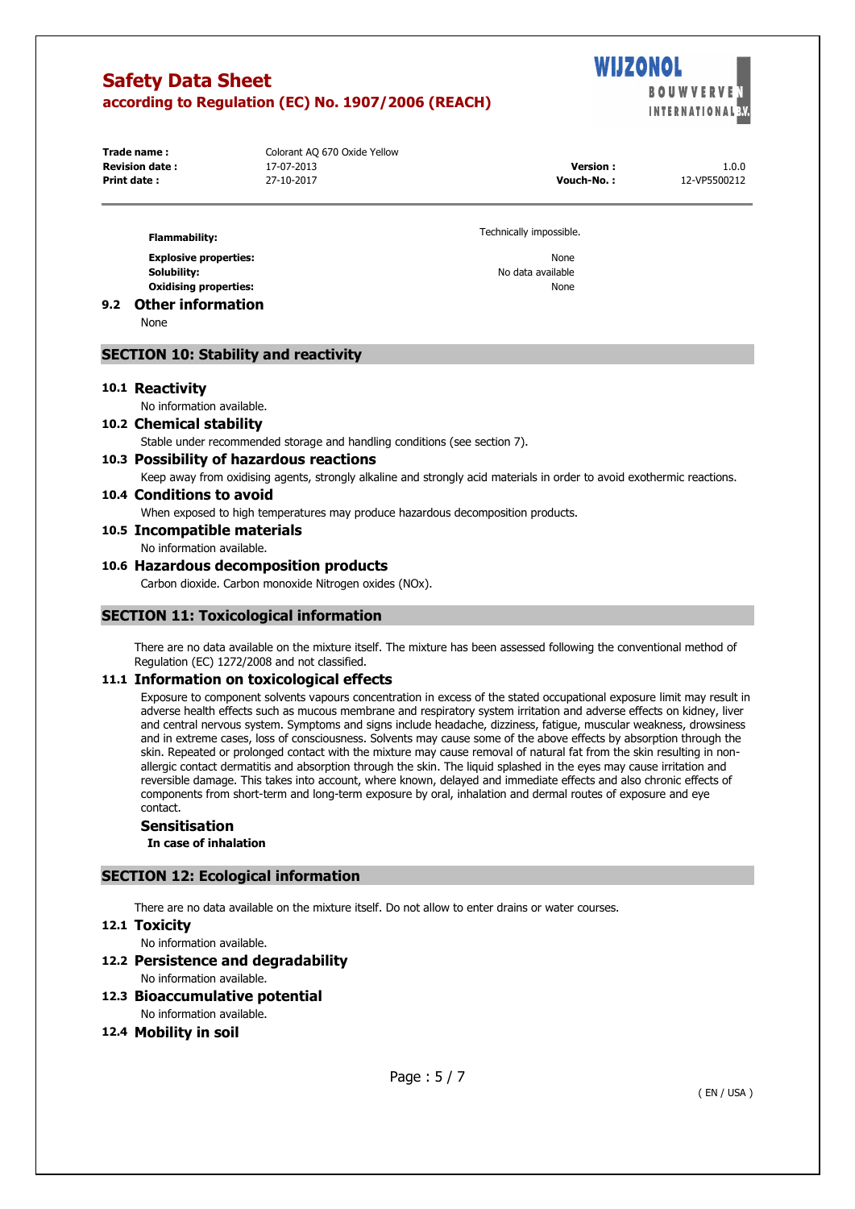| | |
|---|---|
| **Flammability:** | Technically impossible. |
| **Explosive properties:** | None |
| **Solubility:** | No data available |
| **Oxidising properties:** | None |

## 9.2 Other information

None

# SECTION 10: Stability and reactivity

## 10.1 Reactivity

No information available.

## 10.2 Chemical stability

Stable under recommended storage and handling conditions (see section 7).

## 10.3 Possibility of hazardous reactions

Keep away from oxidising agents, strongly alkaline and strongly acid materials in order to avoid exothermic reactions.

## 10.4 Conditions to avoid

When exposed to high temperatures may produce hazardous decomposition products.

## 10.5 Incompatible materials

No information available.

## 10.6 Hazardous decomposition products

Carbon dioxide. Carbon monoxide Nitrogen oxides (NOx).

# SECTION 11: Toxicological information

There are no data available on the mixture itself. The mixture has been assessed following the conventional method of Regulation (EC) 1272/2008 and not classified.

## 11.1 Information on toxicological effects

Exposure to component solvents vapours concentration in excess of the stated occupational exposure limit may result in adverse health effects such as mucous membrane and respiratory system irritation and adverse effects on kidney, liver and central nervous system. Symptoms and signs include headache, dizziness, fatigue, muscular weakness, drowsiness and in extreme cases, loss of consciousness. Solvents may cause some of the above effects by absorption through the skin. Repeated or prolonged contact with the mixture may cause removal of natural fat from the skin resulting in non-allergic contact dermatitis and absorption through the skin. The liquid splashed in the eyes may cause irritation and reversible damage. This takes into account, where known, delayed and immediate effects and also chronic effects of components from short-term and long-term exposure by oral, inhalation and dermal routes of exposure and eye contact.

### Sensitisation

**In case of inhalation**

# SECTION 12: Ecological information

There are no data available on the mixture itself. Do not allow to enter drains or water courses.

## 12.1 Toxicity

No information available.

## 12.2 Persistence and degradability

No information available.

## 12.3 Bioaccumulative potential

No information available.

## 12.4 Mobility in soil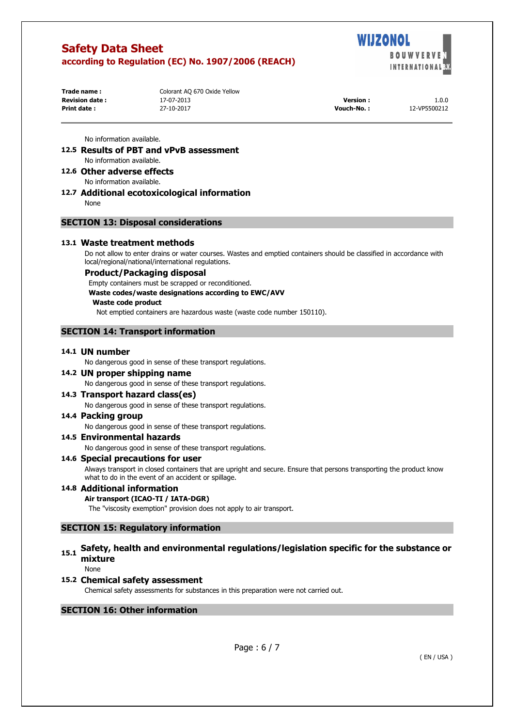No information available.

### 12.5 Results of PBT and vPvB assessment

No information available.

### 12.6 Other adverse effects

No information available.

### 12.7 Additional ecotoxicological information

None

## SECTION 13: Disposal considerations

### 13.1 Waste treatment methods

Do not allow to enter drains or water courses. Wastes and emptied containers should be classified in accordance with local/regional/national/international regulations.

#### Product/Packaging disposal

Empty containers must be scrapped or reconditioned.

**Waste codes/waste designations according to EWC/AVV**

**Waste code product**

Not emptied containers are hazardous waste (waste code number 150110).

## SECTION 14: Transport information

### 14.1 UN number

No dangerous good in sense of these transport regulations.

### 14.2 UN proper shipping name

No dangerous good in sense of these transport regulations.

### 14.3 Transport hazard class(es)

No dangerous good in sense of these transport regulations.

### 14.4 Packing group

No dangerous good in sense of these transport regulations.

### 14.5 Environmental hazards

No dangerous good in sense of these transport regulations.

### 14.6 Special precautions for user

Always transport in closed containers that are upright and secure. Ensure that persons transporting the product know what to do in the event of an accident or spillage.

### 14.8 Additional information

**Air transport (ICAO-TI / IATA-DGR)**

The "viscosity exemption" provision does not apply to air transport.

## SECTION 15: Regulatory information

### 15.1 Safety, health and environmental regulations/legislation specific for the substance or mixture

None

### 15.2 Chemical safety assessment

Chemical safety assessments for substances in this preparation were not carried out.

## SECTION 16: Other information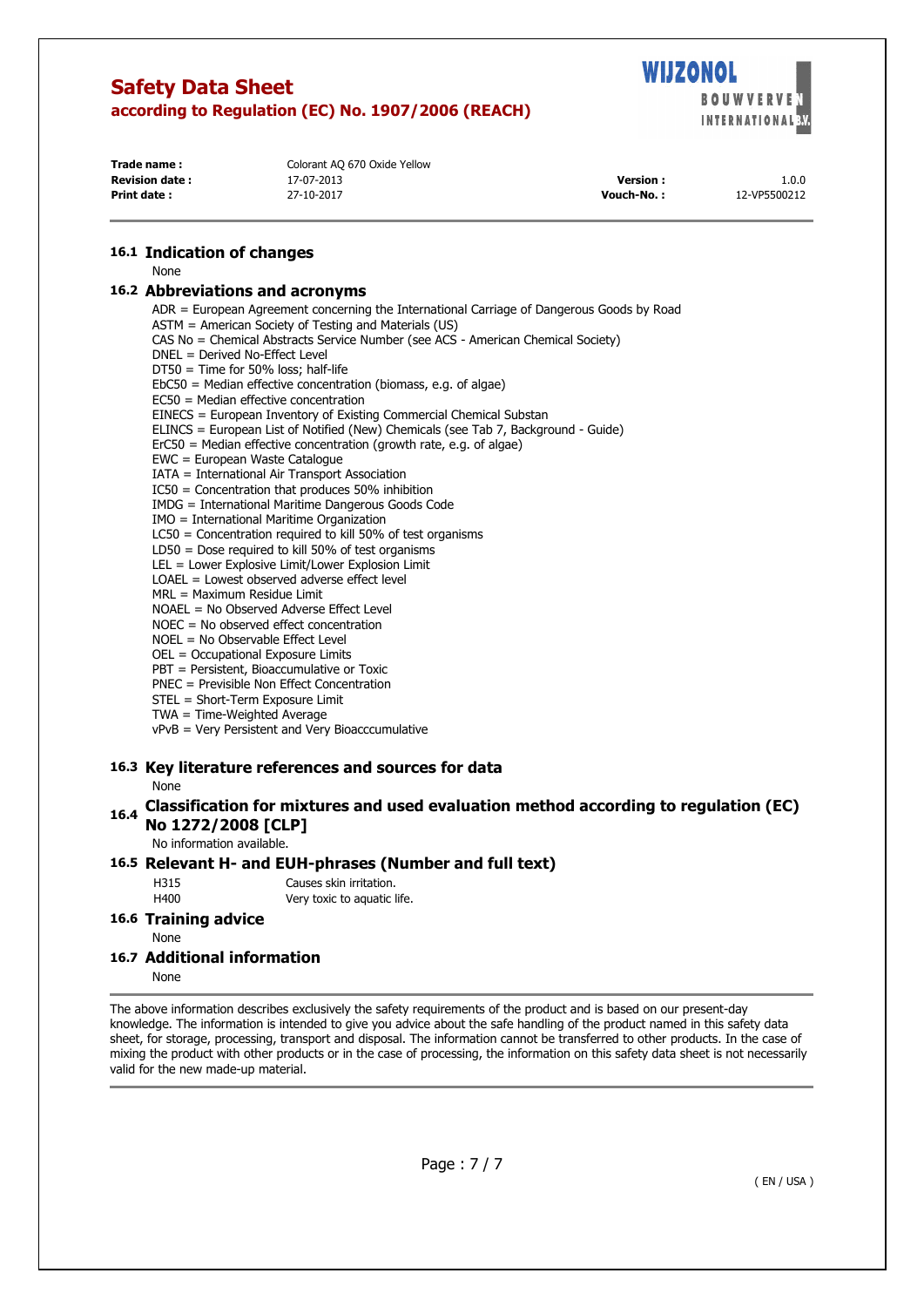| | | | |
|---|---|---|---|
| **Trade name :** | Colorant AQ 670 Oxide Yellow | | |
| **Revision date :** | 17-07-2013 | **Version :** | 1.0.0 |
| **Print date :** | 27-10-2017 | **Vouch-No. :** | 12-VP5500212 |

## 16.1 Indication of changes

None

## 16.2 Abbreviations and acronyms

ADR = European Agreement concerning the International Carriage of Dangerous Goods by Road
ASTM = American Society of Testing and Materials (US)
CAS No = Chemical Abstracts Service Number (see ACS - American Chemical Society)
DNEL = Derived No-Effect Level
DT50 = Time for 50% loss; half-life
EbC50 = Median effective concentration (biomass, e.g. of algae)
EC50 = Median effective concentration
EINECS = European Inventory of Existing Commercial Chemical Substan
ELINCS = European List of Notified (New) Chemicals (see Tab 7, Background - Guide)
ErC50 = Median effective concentration (growth rate, e.g. of algae)
EWC = European Waste Catalogue
IATA = International Air Transport Association
IC50 = Concentration that produces 50% inhibition
IMDG = International Maritime Dangerous Goods Code
IMO = International Maritime Organization
LC50 = Concentration required to kill 50% of test organisms
LD50 = Dose required to kill 50% of test organisms
LEL = Lower Explosive Limit/Lower Explosion Limit
LOAEL = Lowest observed adverse effect level
MRL = Maximum Residue Limit
NOAEL = No Observed Adverse Effect Level
NOEC = No observed effect concentration
NOEL = No Observable Effect Level
OEL = Occupational Exposure Limits
PBT = Persistent, Bioaccumulative or Toxic
PNEC = Previsible Non Effect Concentration
STEL = Short-Term Exposure Limit
TWA = Time-Weighted Average
vPvB = Very Persistent and Very Bioacccumulative

## 16.3 Key literature references and sources for data

None

## 16.4 Classification for mixtures and used evaluation method according to regulation (EC) No 1272/2008 [CLP]

No information available.

## 16.5 Relevant H- and EUH-phrases (Number and full text)

| | |
|---|---|
| H315 | Causes skin irritation. |
| H400 | Very toxic to aquatic life. |

## 16.6 Training advice

None

## 16.7 Additional information

None

The above information describes exclusively the safety requirements of the product and is based on our present-day knowledge. The information is intended to give you advice about the safe handling of the product named in this safety data sheet, for storage, processing, transport and disposal. The information cannot be transferred to other products. In the case of mixing the product with other products or in the case of processing, the information on this safety data sheet is not necessarily valid for the new made-up material.

( EN / USA )